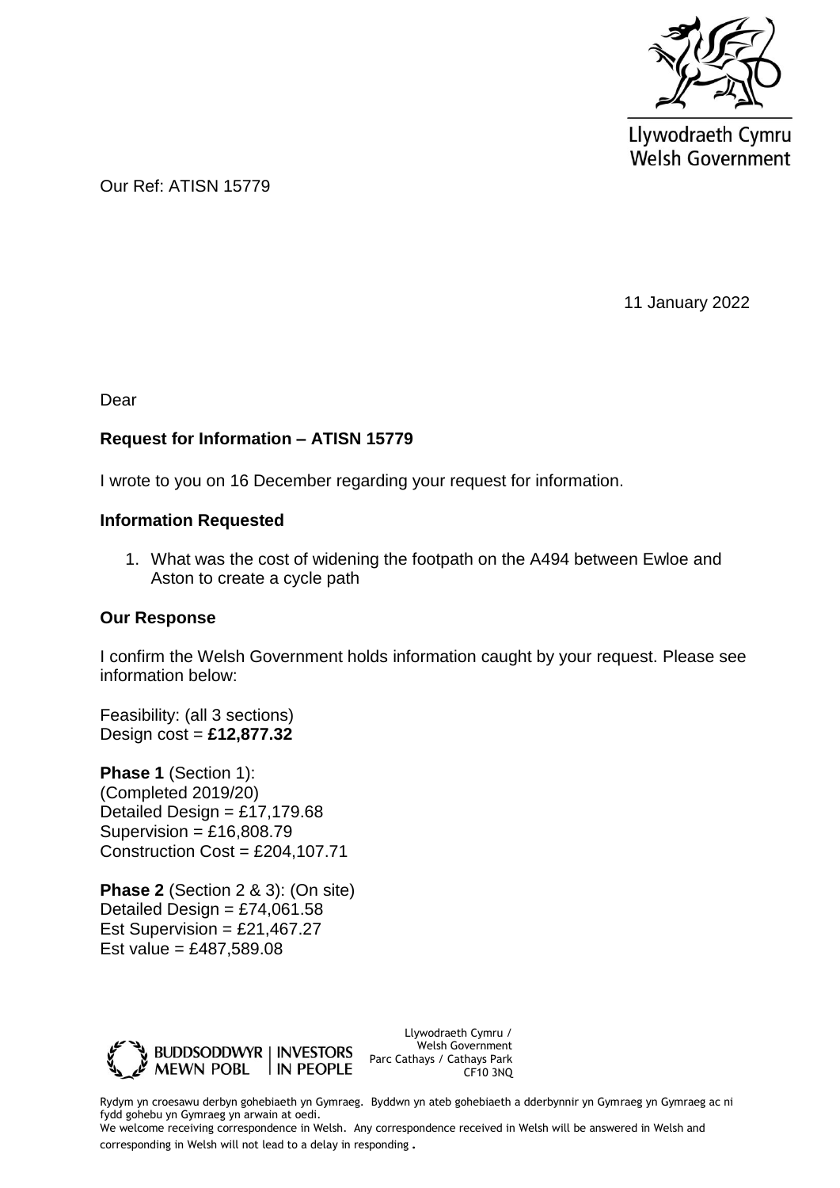Llywodraeth Cymru
Welsh Government

Our Ref: ATISN 15779

11 January 2022

Dear

**Request for Information – ATISN 15779**

I wrote to you on 16 December regarding your request for information.

**Information Requested**

1. What was the cost of widening the footpath on the A494 between Ewloe and Aston to create a cycle path

**Our Response**

I confirm the Welsh Government holds information caught by your request. Please see information below:

Feasibility: (all 3 sections)
Design cost = **£12,877.32**

**Phase 1** (Section 1):
(Completed 2019/20)
Detailed Design = £17,179.68
Supervision = £16,808.79
Construction Cost = £204,107.71

**Phase 2** (Section 2 & 3): (On site)
Detailed Design = £74,061.58
Est Supervision = £21,467.27
Est value = £487,589.08

BUDDSODDWYR MEWN POBL | INVESTORS IN PEOPLE

Llywodraeth Cymru / Welsh Government
Parc Cathays / Cathays Park
CF10 3NQ

Rydym yn croesawu derbyn gohebiaeth yn Gymraeg. Byddwn yn ateb gohebiaeth a dderbynnir yn Gymraeg yn Gymraeg ac ni fydd gohebu yn Gymraeg yn arwain at oedi.
We welcome receiving correspondence in Welsh. Any correspondence received in Welsh will be answered in Welsh and corresponding in Welsh will not lead to a delay in responding.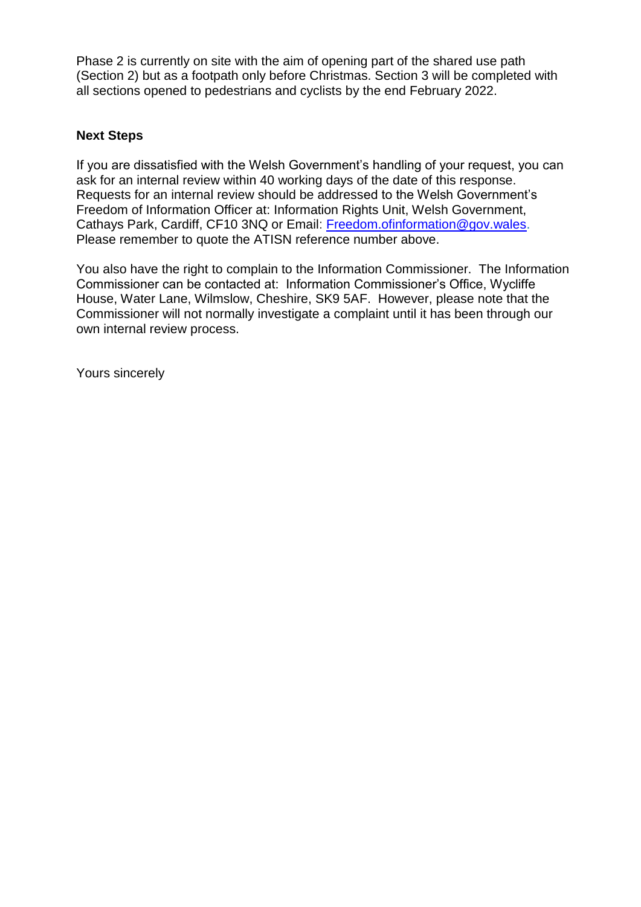Phase 2 is currently on site with the aim of opening part of the shared use path (Section 2) but as a footpath only before Christmas. Section 3 will be completed with all sections opened to pedestrians and cyclists by the end February 2022.

**Next Steps**

If you are dissatisfied with the Welsh Government's handling of your request, you can ask for an internal review within 40 working days of the date of this response. Requests for an internal review should be addressed to the Welsh Government's Freedom of Information Officer at: Information Rights Unit, Welsh Government, Cathays Park, Cardiff, CF10 3NQ or Email: Freedom.ofinformation@gov.wales. Please remember to quote the ATISN reference number above.

You also have the right to complain to the Information Commissioner. The Information Commissioner can be contacted at: Information Commissioner's Office, Wycliffe House, Water Lane, Wilmslow, Cheshire, SK9 5AF. However, please note that the Commissioner will not normally investigate a complaint until it has been through our own internal review process.

Yours sincerely